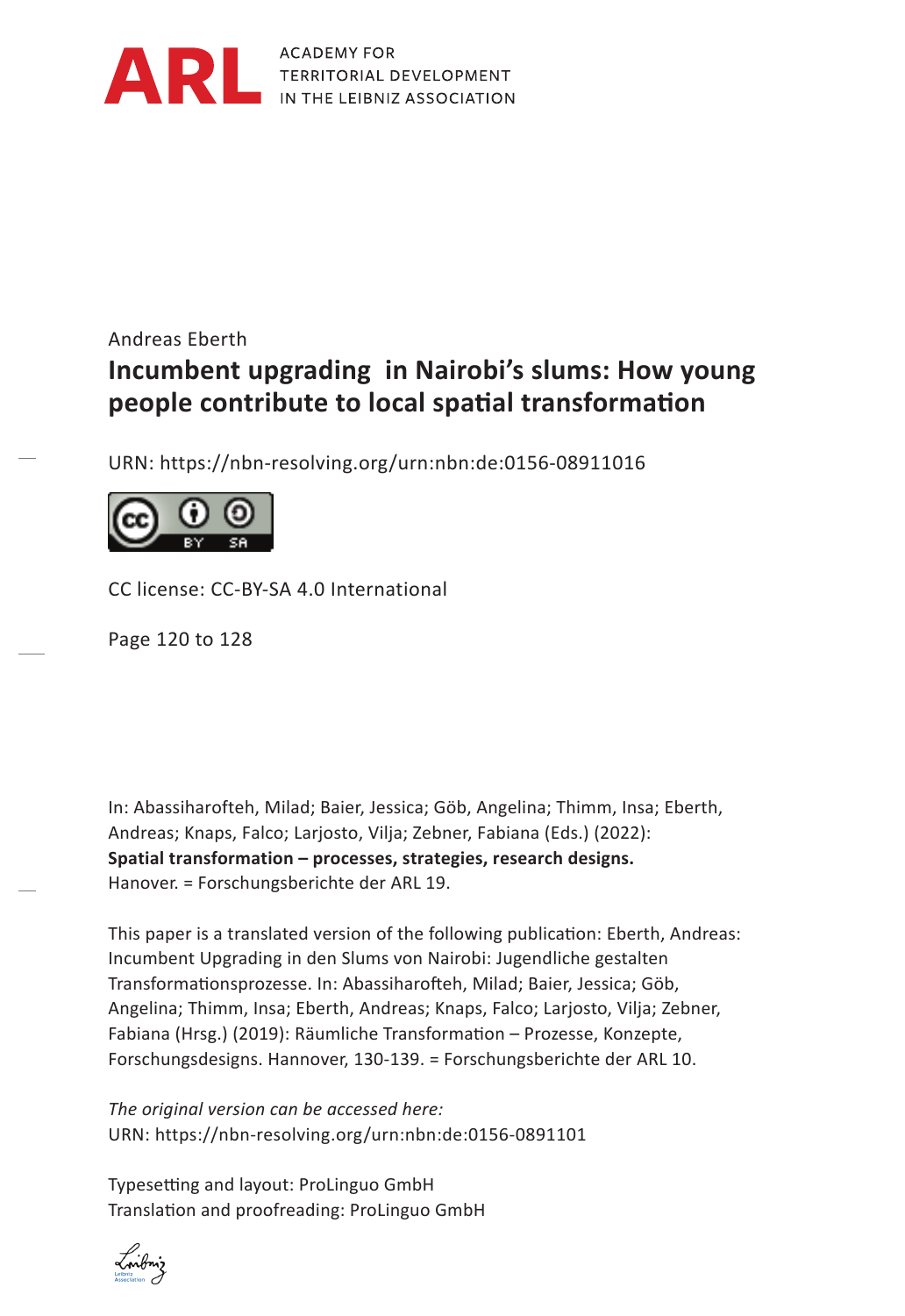ARL ACADEMY FOR TERRITORIAL DEVELOPMENT IN THE LEIBNIZ ASSOCIATION

Andreas Eberth

# Incumbent upgrading in Nairobi's slums: How young people contribute to local spatial transformation

URN: https://nbn-resolving.org/urn:nbn:de:0156-08911016

CC license: CC-BY-SA 4.0 International

Page 120 to 128

In: Abassiharofteh, Milad; Baier, Jessica; Göb, Angelina; Thimm, Insa; Eberth, Andreas; Knaps, Falco; Larjosto, Vilja; Zebner, Fabiana (Eds.) (2022): **Spatial transformation – processes, strategies, research designs.** Hanover. = Forschungsberichte der ARL 19.

This paper is a translated version of the following publication: Eberth, Andreas: Incumbent Upgrading in den Slums von Nairobi: Jugendliche gestalten Transformationsprozesse. In: Abassiharofteh, Milad; Baier, Jessica; Göb, Angelina; Thimm, Insa; Eberth, Andreas; Knaps, Falco; Larjosto, Vilja; Zebner, Fabiana (Hrsg.) (2019): Räumliche Transformation – Prozesse, Konzepte, Forschungsdesigns. Hannover, 130-139. = Forschungsberichte der ARL 10.

*The original version can be accessed here:*
URN: https://nbn-resolving.org/urn:nbn:de:0156-0891101

Typesetting and layout: ProLinguo GmbH
Translation and proofreading: ProLinguo GmbH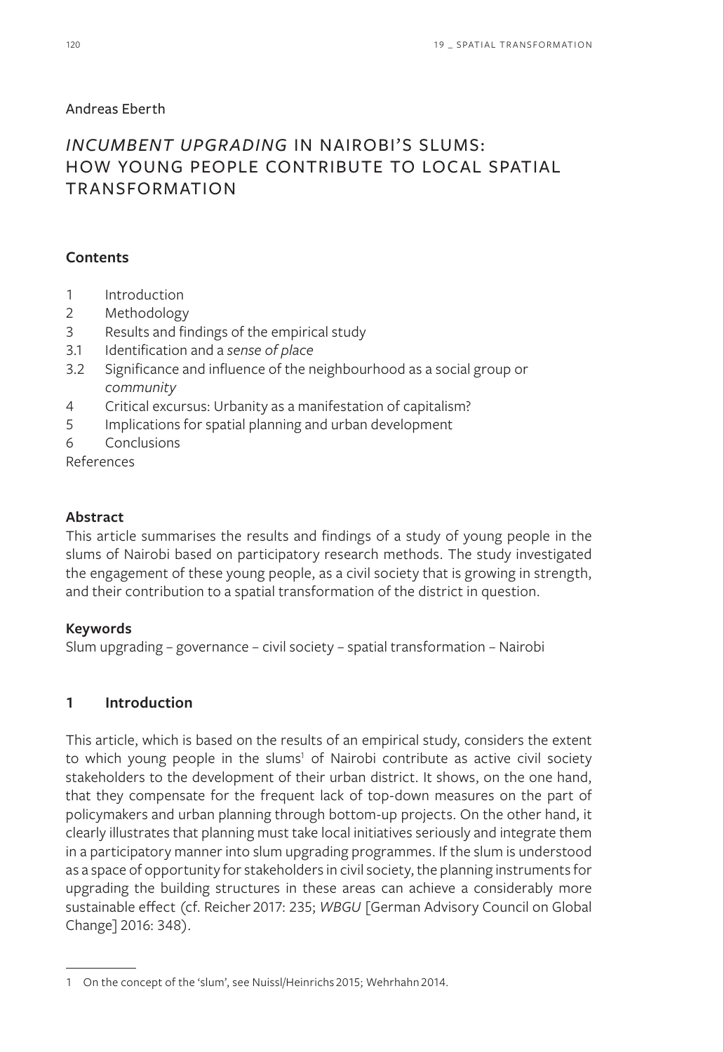Andreas Eberth

# *INCUMBENT UPGRADING* IN NAIROBI'S SLUMS: HOW YOUNG PEOPLE CONTRIBUTE TO LOCAL SPATIAL TRANSFORMATION

**Contents**

1 Introduction
2 Methodology
3 Results and findings of the empirical study
3.1 Identification and a *sense of place*
3.2 Significance and influence of the neighbourhood as a social group or *community*
4 Critical excursus: Urbanity as a manifestation of capitalism?
5 Implications for spatial planning and urban development
6 Conclusions
References

**Abstract**

This article summarises the results and findings of a study of young people in the slums of Nairobi based on participatory research methods. The study investigated the engagement of these young people, as a civil society that is growing in strength, and their contribution to a spatial transformation of the district in question.

**Keywords**

Slum upgrading – governance – civil society – spatial transformation – Nairobi

## 1 Introduction

This article, which is based on the results of an empirical study, considers the extent to which young people in the slums[1] of Nairobi contribute as active civil society stakeholders to the development of their urban district. It shows, on the one hand, that they compensate for the frequent lack of top-down measures on the part of policymakers and urban planning through bottom-up projects. On the other hand, it clearly illustrates that planning must take local initiatives seriously and integrate them in a participatory manner into slum upgrading programmes. If the slum is understood as a space of opportunity for stakeholders in civil society, the planning instruments for upgrading the building structures in these areas can achieve a considerably more sustainable effect (cf. Reicher 2017: 235; *WBGU* [German Advisory Council on Global Change] 2016: 348).

[1] On the concept of the 'slum', see Nuissl/Heinrichs 2015; Wehrhahn 2014.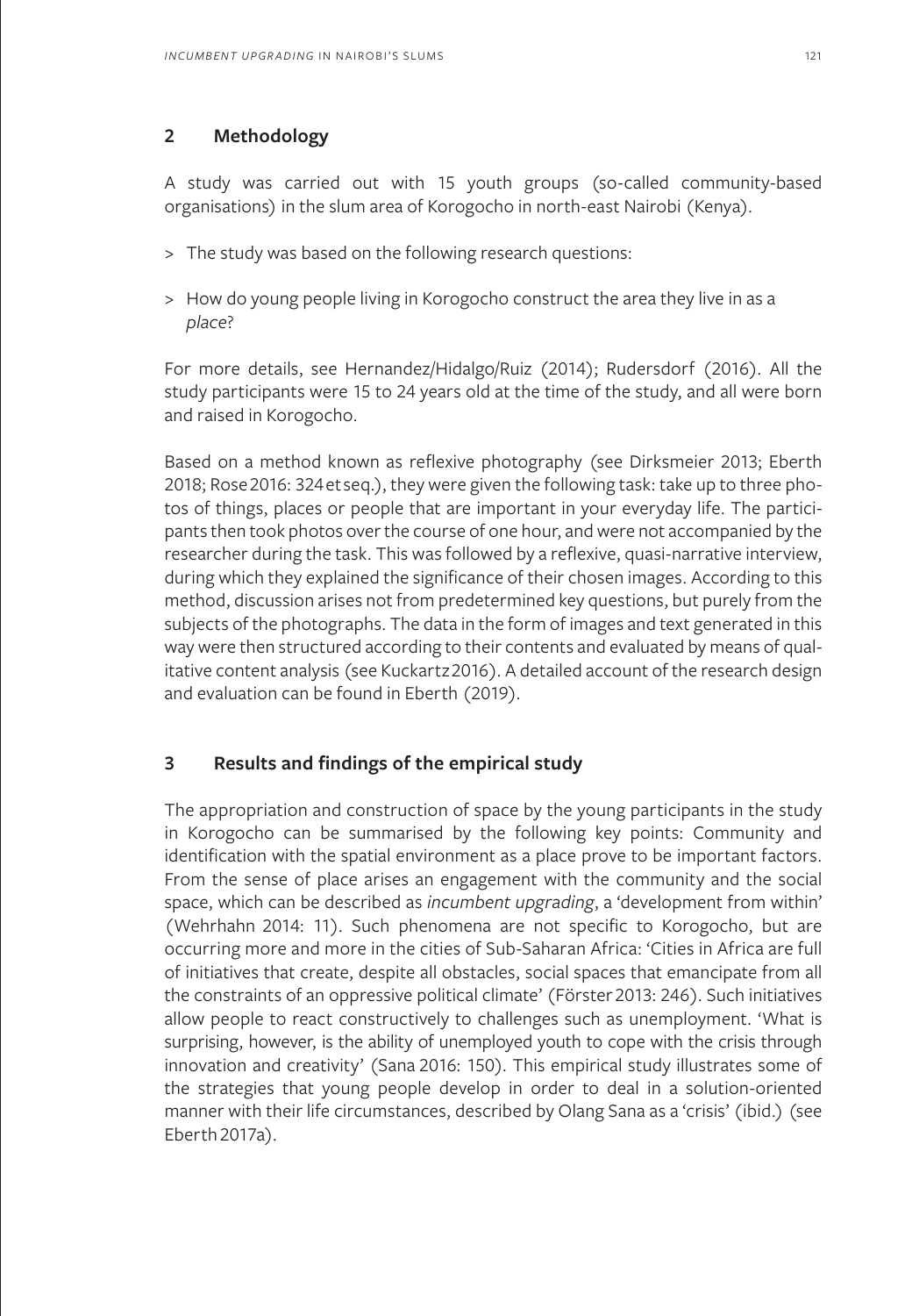## 2 Methodology

A study was carried out with 15 youth groups (so-called community-based organisations) in the slum area of Korogocho in north-east Nairobi (Kenya).

> The study was based on the following research questions:

> How do young people living in Korogocho construct the area they live in as a *place*?

For more details, see Hernandez/Hidalgo/Ruiz (2014); Rudersdorf (2016). All the study participants were 15 to 24 years old at the time of the study, and all were born and raised in Korogocho.

Based on a method known as reflexive photography (see Dirksmeier 2013; Eberth 2018; Rose 2016: 324 et seq.), they were given the following task: take up to three photos of things, places or people that are important in your everyday life. The participants then took photos over the course of one hour, and were not accompanied by the researcher during the task. This was followed by a reflexive, quasi-narrative interview, during which they explained the significance of their chosen images. According to this method, discussion arises not from predetermined key questions, but purely from the subjects of the photographs. The data in the form of images and text generated in this way were then structured according to their contents and evaluated by means of qualitative content analysis (see Kuckartz 2016). A detailed account of the research design and evaluation can be found in Eberth (2019).

## 3 Results and findings of the empirical study

The appropriation and construction of space by the young participants in the study in Korogocho can be summarised by the following key points: Community and identification with the spatial environment as a place prove to be important factors. From the sense of place arises an engagement with the community and the social space, which can be described as *incumbent upgrading*, a 'development from within' (Wehrhahn 2014: 11). Such phenomena are not specific to Korogocho, but are occurring more and more in the cities of Sub-Saharan Africa: 'Cities in Africa are full of initiatives that create, despite all obstacles, social spaces that emancipate from all the constraints of an oppressive political climate' (Förster 2013: 246). Such initiatives allow people to react constructively to challenges such as unemployment. 'What is surprising, however, is the ability of unemployed youth to cope with the crisis through innovation and creativity' (Sana 2016: 150). This empirical study illustrates some of the strategies that young people develop in order to deal in a solution-oriented manner with their life circumstances, described by Olang Sana as a 'crisis' (ibid.) (see Eberth 2017a).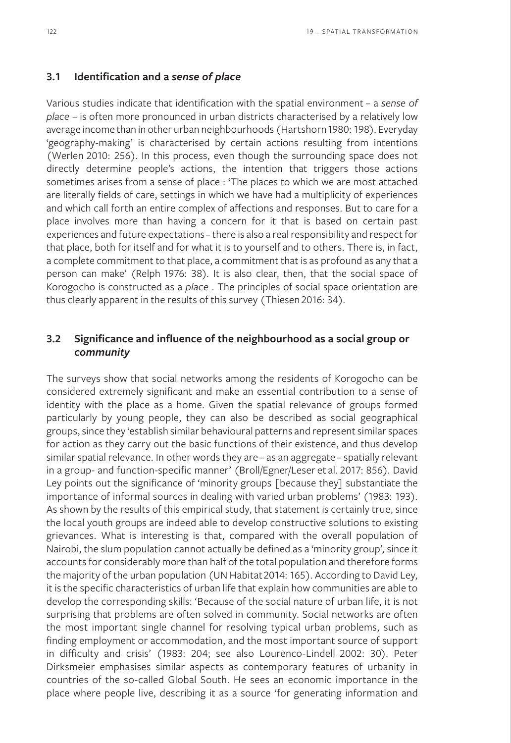### 3.1 Identification and a *sense of place*

Various studies indicate that identification with the spatial environment – a *sense of place* – is often more pronounced in urban districts characterised by a relatively low average income than in other urban neighbourhoods (Hartshorn 1980: 198). Everyday 'geography-making' is characterised by certain actions resulting from intentions (Werlen 2010: 256). In this process, even though the surrounding space does not directly determine people's actions, the intention that triggers those actions sometimes arises from a sense of place : 'The places to which we are most attached are literally fields of care, settings in which we have had a multiplicity of experiences and which call forth an entire complex of affections and responses. But to care for a place involves more than having a concern for it that is based on certain past experiences and future expectations – there is also a real responsibility and respect for that place, both for itself and for what it is to yourself and to others. There is, in fact, a complete commitment to that place, a commitment that is as profound as any that a person can make' (Relph 1976: 38). It is also clear, then, that the social space of Korogocho is constructed as a *place* . The principles of social space orientation are thus clearly apparent in the results of this survey (Thiesen 2016: 34).

### 3.2 Significance and influence of the neighbourhood as a social group or *community*

The surveys show that social networks among the residents of Korogocho can be considered extremely significant and make an essential contribution to a sense of identity with the place as a home. Given the spatial relevance of groups formed particularly by young people, they can also be described as social geographical groups, since they 'establish similar behavioural patterns and represent similar spaces for action as they carry out the basic functions of their existence, and thus develop similar spatial relevance. In other words they are – as an aggregate – spatially relevant in a group- and function-specific manner' (Broll/Egner/Leser et al. 2017: 856). David Ley points out the significance of 'minority groups [because they] substantiate the importance of informal sources in dealing with varied urban problems' (1983: 193). As shown by the results of this empirical study, that statement is certainly true, since the local youth groups are indeed able to develop constructive solutions to existing grievances. What is interesting is that, compared with the overall population of Nairobi, the slum population cannot actually be defined as a 'minority group', since it accounts for considerably more than half of the total population and therefore forms the majority of the urban population (UN Habitat 2014: 165). According to David Ley, it is the specific characteristics of urban life that explain how communities are able to develop the corresponding skills: 'Because of the social nature of urban life, it is not surprising that problems are often solved in community. Social networks are often the most important single channel for resolving typical urban problems, such as finding employment or accommodation, and the most important source of support in difficulty and crisis' (1983: 204; see also Lourenco-Lindell 2002: 30). Peter Dirksmeier emphasises similar aspects as contemporary features of urbanity in countries of the so-called Global South. He sees an economic importance in the place where people live, describing it as a source 'for generating information and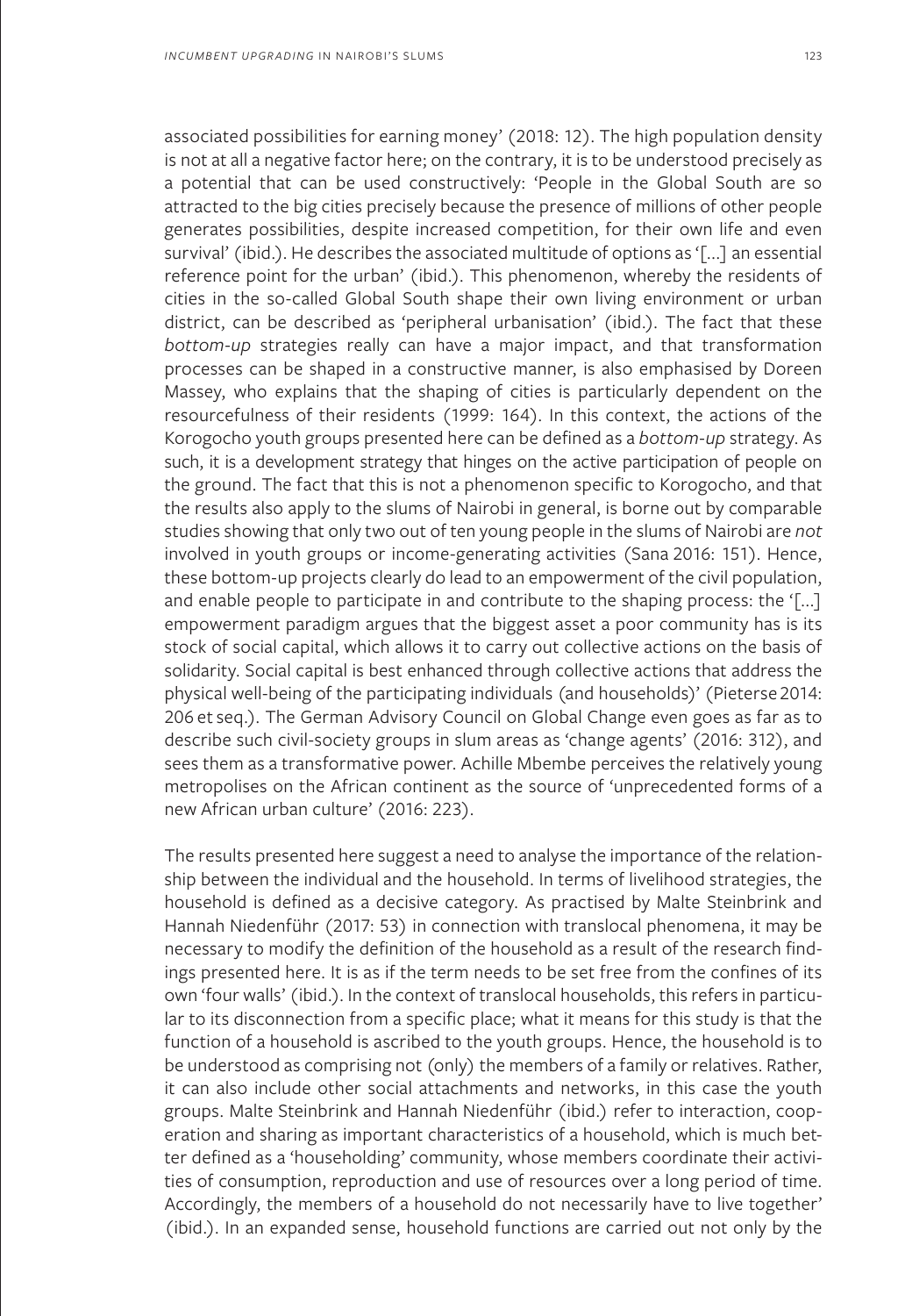associated possibilities for earning money' (2018: 12). The high population density is not at all a negative factor here; on the contrary, it is to be understood precisely as a potential that can be used constructively: 'People in the Global South are so attracted to the big cities precisely because the presence of millions of other people generates possibilities, despite increased competition, for their own life and even survival' (ibid.). He describes the associated multitude of options as '[...] an essential reference point for the urban' (ibid.). This phenomenon, whereby the residents of cities in the so-called Global South shape their own living environment or urban district, can be described as 'peripheral urbanisation' (ibid.). The fact that these *bottom-up* strategies really can have a major impact, and that transformation processes can be shaped in a constructive manner, is also emphasised by Doreen Massey, who explains that the shaping of cities is particularly dependent on the resourcefulness of their residents (1999: 164). In this context, the actions of the Korogocho youth groups presented here can be defined as a *bottom-up* strategy. As such, it is a development strategy that hinges on the active participation of people on the ground. The fact that this is not a phenomenon specific to Korogocho, and that the results also apply to the slums of Nairobi in general, is borne out by comparable studies showing that only two out of ten young people in the slums of Nairobi are *not* involved in youth groups or income-generating activities (Sana 2016: 151). Hence, these bottom-up projects clearly do lead to an empowerment of the civil population, and enable people to participate in and contribute to the shaping process: the '[...] empowerment paradigm argues that the biggest asset a poor community has is its stock of social capital, which allows it to carry out collective actions on the basis of solidarity. Social capital is best enhanced through collective actions that address the physical well-being of the participating individuals (and households)' (Pieterse 2014: 206 et seq.). The German Advisory Council on Global Change even goes as far as to describe such civil-society groups in slum areas as 'change agents' (2016: 312), and sees them as a transformative power. Achille Mbembe perceives the relatively young metropolises on the African continent as the source of 'unprecedented forms of a new African urban culture' (2016: 223).

The results presented here suggest a need to analyse the importance of the relationship between the individual and the household. In terms of livelihood strategies, the household is defined as a decisive category. As practised by Malte Steinbrink and Hannah Niedenführ (2017: 53) in connection with translocal phenomena, it may be necessary to modify the definition of the household as a result of the research findings presented here. It is as if the term needs to be set free from the confines of its own 'four walls' (ibid.). In the context of translocal households, this refers in particular to its disconnection from a specific place; what it means for this study is that the function of a household is ascribed to the youth groups. Hence, the household is to be understood as comprising not (only) the members of a family or relatives. Rather, it can also include other social attachments and networks, in this case the youth groups. Malte Steinbrink and Hannah Niedenführ (ibid.) refer to interaction, cooperation and sharing as important characteristics of a household, which is much better defined as a 'householding' community, whose members coordinate their activities of consumption, reproduction and use of resources over a long period of time. Accordingly, the members of a household do not necessarily have to live together' (ibid.). In an expanded sense, household functions are carried out not only by the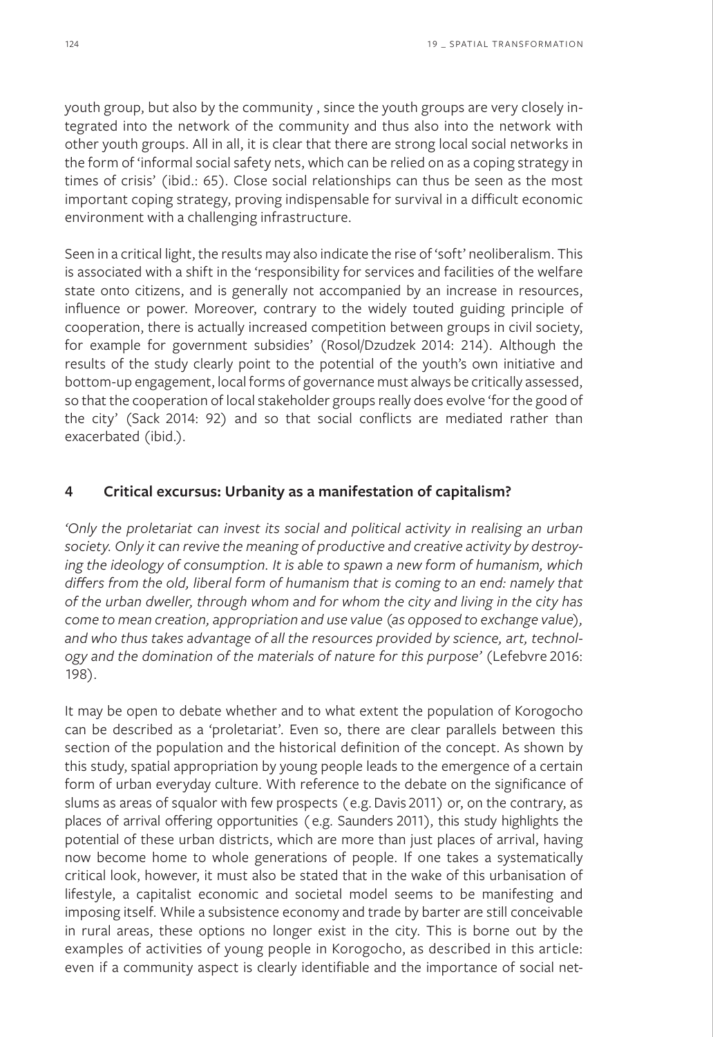youth group, but also by the community , since the youth groups are very closely integrated into the network of the community and thus also into the network with other youth groups. All in all, it is clear that there are strong local social networks in the form of 'informal social safety nets, which can be relied on as a coping strategy in times of crisis' (ibid.: 65). Close social relationships can thus be seen as the most important coping strategy, proving indispensable for survival in a difficult economic environment with a challenging infrastructure.

Seen in a critical light, the results may also indicate the rise of 'soft' neoliberalism. This is associated with a shift in the 'responsibility for services and facilities of the welfare state onto citizens, and is generally not accompanied by an increase in resources, influence or power. Moreover, contrary to the widely touted guiding principle of cooperation, there is actually increased competition between groups in civil society, for example for government subsidies' (Rosol/Dzudzek 2014: 214). Although the results of the study clearly point to the potential of the youth's own initiative and bottom-up engagement, local forms of governance must always be critically assessed, so that the cooperation of local stakeholder groups really does evolve 'for the good of the city' (Sack 2014: 92) and so that social conflicts are mediated rather than exacerbated (ibid.).

## 4 Critical excursus: Urbanity as a manifestation of capitalism?

*'Only the proletariat can invest its social and political activity in realising an urban society. Only it can revive the meaning of productive and creative activity by destroying the ideology of consumption. It is able to spawn a new form of humanism, which differs from the old, liberal form of humanism that is coming to an end: namely that of the urban dweller, through whom and for whom the city and living in the city has come to mean creation, appropriation and use value (as opposed to exchange value), and who thus takes advantage of all the resources provided by science, art, technology and the domination of the materials of nature for this purpose'* (Lefebvre 2016: 198).

It may be open to debate whether and to what extent the population of Korogocho can be described as a 'proletariat'. Even so, there are clear parallels between this section of the population and the historical definition of the concept. As shown by this study, spatial appropriation by young people leads to the emergence of a certain form of urban everyday culture. With reference to the debate on the significance of slums as areas of squalor with few prospects (e.g. Davis 2011) or, on the contrary, as places of arrival offering opportunities (e.g. Saunders 2011), this study highlights the potential of these urban districts, which are more than just places of arrival, having now become home to whole generations of people. If one takes a systematically critical look, however, it must also be stated that in the wake of this urbanisation of lifestyle, a capitalist economic and societal model seems to be manifesting and imposing itself. While a subsistence economy and trade by barter are still conceivable in rural areas, these options no longer exist in the city. This is borne out by the examples of activities of young people in Korogocho, as described in this article: even if a community aspect is clearly identifiable and the importance of social net-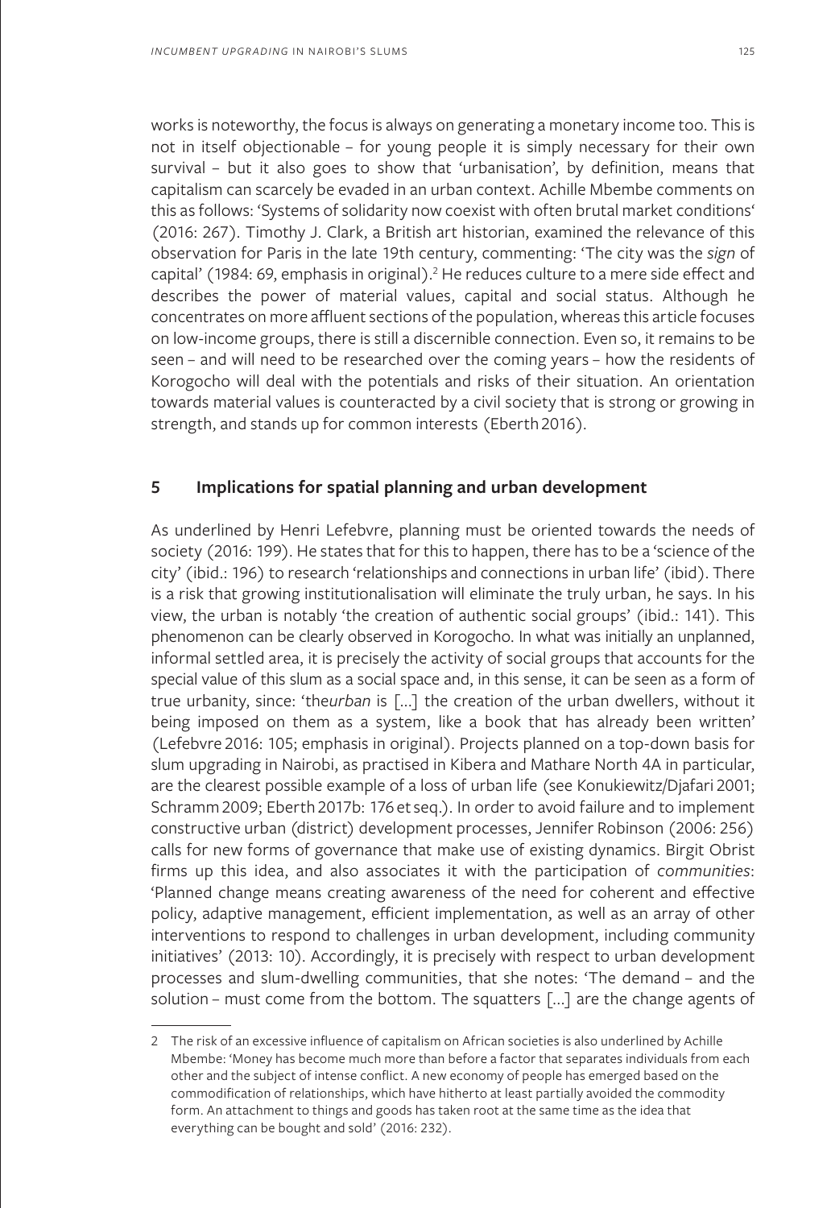works is noteworthy, the focus is always on generating a monetary income too. This is not in itself objectionable – for young people it is simply necessary for their own survival – but it also goes to show that 'urbanisation', by definition, means that capitalism can scarcely be evaded in an urban context. Achille Mbembe comments on this as follows: 'Systems of solidarity now coexist with often brutal market conditions' (2016: 267). Timothy J. Clark, a British art historian, examined the relevance of this observation for Paris in the late 19th century, commenting: 'The city was the *sign* of capital' (1984: 69, emphasis in original).[2] He reduces culture to a mere side effect and describes the power of material values, capital and social status. Although he concentrates on more affluent sections of the population, whereas this article focuses on low-income groups, there is still a discernible connection. Even so, it remains to be seen – and will need to be researched over the coming years – how the residents of Korogocho will deal with the potentials and risks of their situation. An orientation towards material values is counteracted by a civil society that is strong or growing in strength, and stands up for common interests (Eberth 2016).

## 5 Implications for spatial planning and urban development

As underlined by Henri Lefebvre, planning must be oriented towards the needs of society (2016: 199). He states that for this to happen, there has to be a 'science of the city' (ibid.: 196) to research 'relationships and connections in urban life' (ibid). There is a risk that growing institutionalisation will eliminate the truly urban, he says. In his view, the urban is notably 'the creation of authentic social groups' (ibid.: 141). This phenomenon can be clearly observed in Korogocho. In what was initially an unplanned, informal settled area, it is precisely the activity of social groups that accounts for the special value of this slum as a social space and, in this sense, it can be seen as a form of true urbanity, since: 'the *urban* is [...] the creation of the urban dwellers, without it being imposed on them as a system, like a book that has already been written' (Lefebvre 2016: 105; emphasis in original). Projects planned on a top-down basis for slum upgrading in Nairobi, as practised in Kibera and Mathare North 4A in particular, are the clearest possible example of a loss of urban life (see Konukiewitz/Djafari 2001; Schramm 2009; Eberth 2017b: 176 et seq.). In order to avoid failure and to implement constructive urban (district) development processes, Jennifer Robinson (2006: 256) calls for new forms of governance that make use of existing dynamics. Birgit Obrist firms up this idea, and also associates it with the participation of *communities*: 'Planned change means creating awareness of the need for coherent and effective policy, adaptive management, efficient implementation, as well as an array of other interventions to respond to challenges in urban development, including community initiatives' (2013: 10). Accordingly, it is precisely with respect to urban development processes and slum-dwelling communities, that she notes: 'The demand – and the solution – must come from the bottom. The squatters [...] are the change agents of

2 The risk of an excessive influence of capitalism on African societies is also underlined by Achille Mbembe: 'Money has become much more than before a factor that separates individuals from each other and the subject of intense conflict. A new economy of people has emerged based on the commodification of relationships, which have hitherto at least partially avoided the commodity form. An attachment to things and goods has taken root at the same time as the idea that everything can be bought and sold' (2016: 232).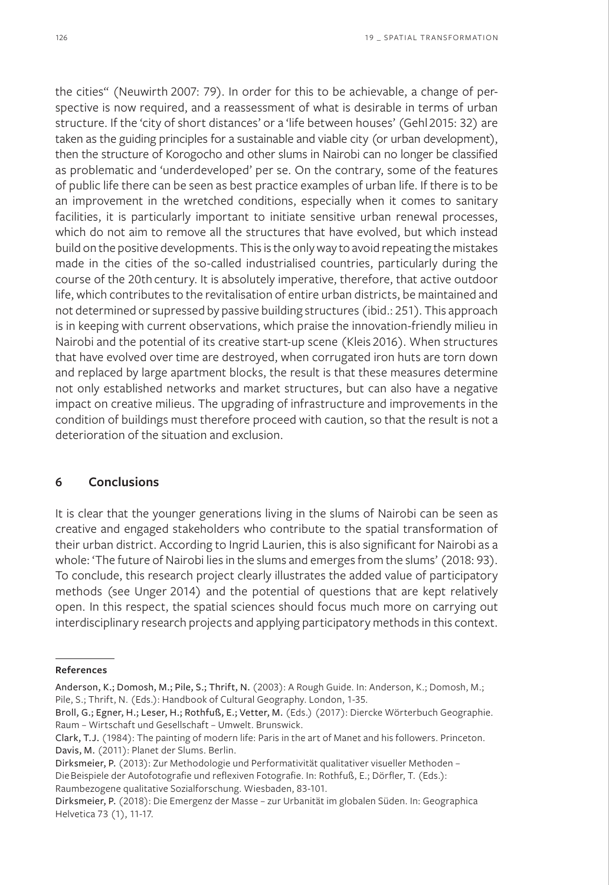the cities" (Neuwirth 2007: 79). In order for this to be achievable, a change of perspective is now required, and a reassessment of what is desirable in terms of urban structure. If the 'city of short distances' or a 'life between houses' (Gehl 2015: 32) are taken as the guiding principles for a sustainable and viable city (or urban development), then the structure of Korogocho and other slums in Nairobi can no longer be classified as problematic and 'underdeveloped' per se. On the contrary, some of the features of public life there can be seen as best practice examples of urban life. If there is to be an improvement in the wretched conditions, especially when it comes to sanitary facilities, it is particularly important to initiate sensitive urban renewal processes, which do not aim to remove all the structures that have evolved, but which instead build on the positive developments. This is the only way to avoid repeating the mistakes made in the cities of the so-called industrialised countries, particularly during the course of the 20th century. It is absolutely imperative, therefore, that active outdoor life, which contributes to the revitalisation of entire urban districts, be maintained and not determined or supressed by passive building structures (ibid.: 251). This approach is in keeping with current observations, which praise the innovation-friendly milieu in Nairobi and the potential of its creative start-up scene (Kleis 2016). When structures that have evolved over time are destroyed, when corrugated iron huts are torn down and replaced by large apartment blocks, the result is that these measures determine not only established networks and market structures, but can also have a negative impact on creative milieus. The upgrading of infrastructure and improvements in the condition of buildings must therefore proceed with caution, so that the result is not a deterioration of the situation and exclusion.

## 6 Conclusions

It is clear that the younger generations living in the slums of Nairobi can be seen as creative and engaged stakeholders who contribute to the spatial transformation of their urban district. According to Ingrid Laurien, this is also significant for Nairobi as a whole: 'The future of Nairobi lies in the slums and emerges from the slums' (2018: 93). To conclude, this research project clearly illustrates the added value of participatory methods (see Unger 2014) and the potential of questions that are kept relatively open. In this respect, the spatial sciences should focus much more on carrying out interdisciplinary research projects and applying participatory methods in this context.

---

**References**

**Anderson, K.; Domosh, M.; Pile, S.; Thrift, N.** (2003): A Rough Guide. In: Anderson, K.; Domosh, M.; Pile, S.; Thrift, N. (Eds.): Handbook of Cultural Geography. London, 1-35.

**Broll, G.; Egner, H.; Leser, H.; Rothfuß, E.; Vetter, M.** (Eds.) (2017): Diercke Wörterbuch Geographie. Raum – Wirtschaft und Gesellschaft – Umwelt. Brunswick.

**Clark, T.J.** (1984): The painting of modern life: Paris in the art of Manet and his followers. Princeton.

**Davis, M.** (2011): Planet der Slums. Berlin.

**Dirksmeier, P.** (2013): Zur Methodologie und Performativität qualitativer visueller Methoden – Die Beispiele der Autofotografie und reflexiven Fotografie. In: Rothfuß, E.; Dörfler, T. (Eds.): Raumbezogene qualitative Sozialforschung. Wiesbaden, 83-101.

**Dirksmeier, P.** (2018): Die Emergenz der Masse – zur Urbanität im globalen Süden. In: Geographica Helvetica 73 (1), 11-17.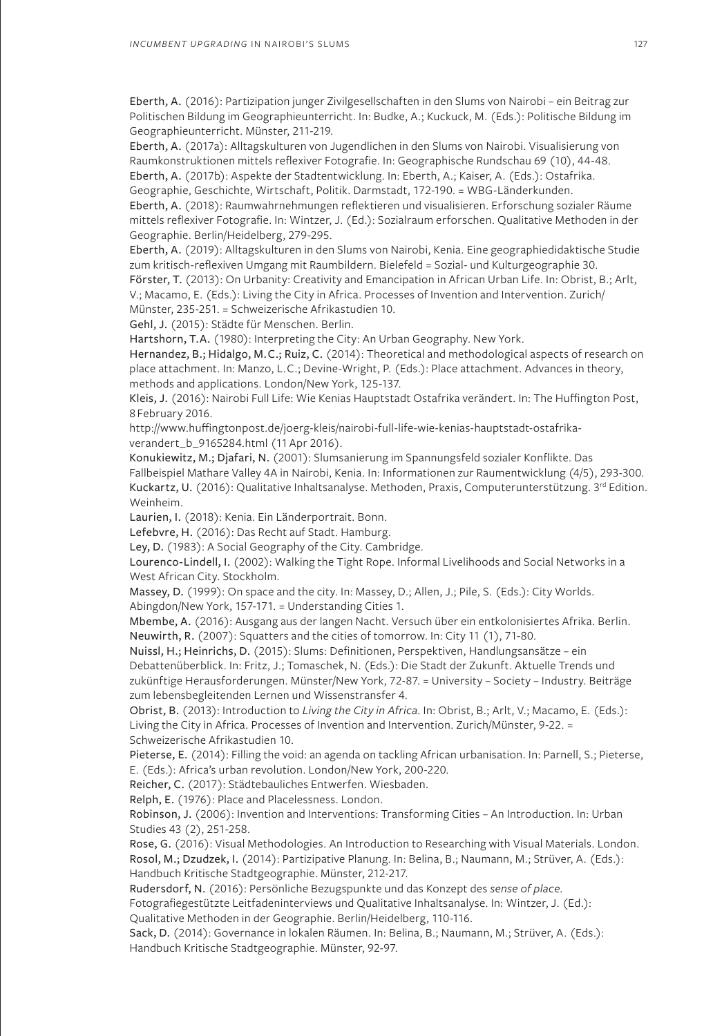**Eberth, A.** (2016): Partizipation junger Zivilgesellschaften in den Slums von Nairobi – ein Beitrag zur Politischen Bildung im Geographieunterricht. In: Budke, A.; Kuckuck, M. (Eds.): Politische Bildung im Geographieunterricht. Münster, 211-219.

**Eberth, A.** (2017a): Alltagskulturen von Jugendlichen in den Slums von Nairobi. Visualisierung von Raumkonstruktionen mittels reflexiver Fotografie. In: Geographische Rundschau 69 (10), 44-48.

**Eberth, A.** (2017b): Aspekte der Stadtentwicklung. In: Eberth, A.; Kaiser, A. (Eds.): Ostafrika. Geographie, Geschichte, Wirtschaft, Politik. Darmstadt, 172-190. = WBG-Länderkunden.

**Eberth, A.** (2018): Raumwahrnehmungen reflektieren und visualisieren. Erforschung sozialer Räume mittels reflexiver Fotografie. In: Wintzer, J. (Ed.): Sozialraum erforschen. Qualitative Methoden in der Geographie. Berlin/Heidelberg, 279-295.

**Eberth, A.** (2019): Alltagskulturen in den Slums von Nairobi, Kenia. Eine geographiedidaktische Studie zum kritisch-reflexiven Umgang mit Raumbildern. Bielefeld = Sozial- und Kulturgeographie 30.

**Förster, T.** (2013): On Urbanity: Creativity and Emancipation in African Urban Life. In: Obrist, B.; Arlt, V.; Macamo, E. (Eds.): Living the City in Africa. Processes of Invention and Intervention. Zurich/Münster, 235-251. = Schweizerische Afrikastudien 10.

**Gehl, J.** (2015): Städte für Menschen. Berlin.

**Hartshorn, T.A.** (1980): Interpreting the City: An Urban Geography. New York.

**Hernandez, B.; Hidalgo, M.C.; Ruiz, C.** (2014): Theoretical and methodological aspects of research on place attachment. In: Manzo, L.C.; Devine-Wright, P. (Eds.): Place attachment. Advances in theory, methods and applications. London/New York, 125-137.

**Kleis, J.** (2016): Nairobi Full Life: Wie Kenias Hauptstadt Ostafrika verändert. In: The Huffington Post, 8 February 2016.
http://www.huffingtonpost.de/joerg-kleis/nairobi-full-life-wie-kenias-hauptstadt-ostafrika-verandert_b_9165284.html (11 Apr 2016).

**Konukiewitz, M.; Djafari, N.** (2001): Slumsanierung im Spannungsfeld sozialer Konflikte. Das Fallbeispiel Mathare Valley 4A in Nairobi, Kenia. In: Informationen zur Raumentwicklung (4/5), 293-300.

**Kuckartz, U.** (2016): Qualitative Inhaltsanalyse. Methoden, Praxis, Computerunterstützung. 3rd Edition. Weinheim.

**Laurien, I.** (2018): Kenia. Ein Länderportrait. Bonn.

**Lefebvre, H.** (2016): Das Recht auf Stadt. Hamburg.

**Ley, D.** (1983): A Social Geography of the City. Cambridge.

**Lourenco-Lindell, I.** (2002): Walking the Tight Rope. Informal Livelihoods and Social Networks in a West African City. Stockholm.

**Massey, D.** (1999): On space and the city. In: Massey, D.; Allen, J.; Pile, S. (Eds.): City Worlds. Abingdon/New York, 157-171. = Understanding Cities 1.

**Mbembe, A.** (2016): Ausgang aus der langen Nacht. Versuch über ein entkolonisiertes Afrika. Berlin.

**Neuwirth, R.** (2007): Squatters and the cities of tomorrow. In: City 11 (1), 71-80.

**Nuissl, H.; Heinrichs, D.** (2015): Slums: Definitionen, Perspektiven, Handlungsansätze – ein Debattenüberblick. In: Fritz, J.; Tomaschek, N. (Eds.): Die Stadt der Zukunft. Aktuelle Trends und zukünftige Herausforderungen. Münster/New York, 72-87. = University – Society – Industry. Beiträge zum lebensbegleitenden Lernen und Wissenstransfer 4.

**Obrist, B.** (2013): Introduction to *Living the City in Africa*. In: Obrist, B.; Arlt, V.; Macamo, E. (Eds.): Living the City in Africa. Processes of Invention and Intervention. Zurich/Münster, 9-22. = Schweizerische Afrikastudien 10.

**Pieterse, E.** (2014): Filling the void: an agenda on tackling African urbanisation. In: Parnell, S.; Pieterse, E. (Eds.): Africa's urban revolution. London/New York, 200-220.

**Reicher, C.** (2017): Städtebauliches Entwerfen. Wiesbaden.

**Relph, E.** (1976): Place and Placelessness. London.

**Robinson, J.** (2006): Invention and Interventions: Transforming Cities – An Introduction. In: Urban Studies 43 (2), 251-258.

**Rose, G.** (2016): Visual Methodologies. An Introduction to Researching with Visual Materials. London.

**Rosol, M.; Dzudzek, I.** (2014): Partizipative Planung. In: Belina, B.; Naumann, M.; Strüver, A. (Eds.): Handbuch Kritische Stadtgeographie. Münster, 212-217.

**Rudersdorf, N.** (2016): Persönliche Bezugspunkte und das Konzept des *sense of place*. Fotografiegestützte Leitfadeninterviews und Qualitative Inhaltsanalyse. In: Wintzer, J. (Ed.): Qualitative Methoden in der Geographie. Berlin/Heidelberg, 110-116.

**Sack, D.** (2014): Governance in lokalen Räumen. In: Belina, B.; Naumann, M.; Strüver, A. (Eds.): Handbuch Kritische Stadtgeographie. Münster, 92-97.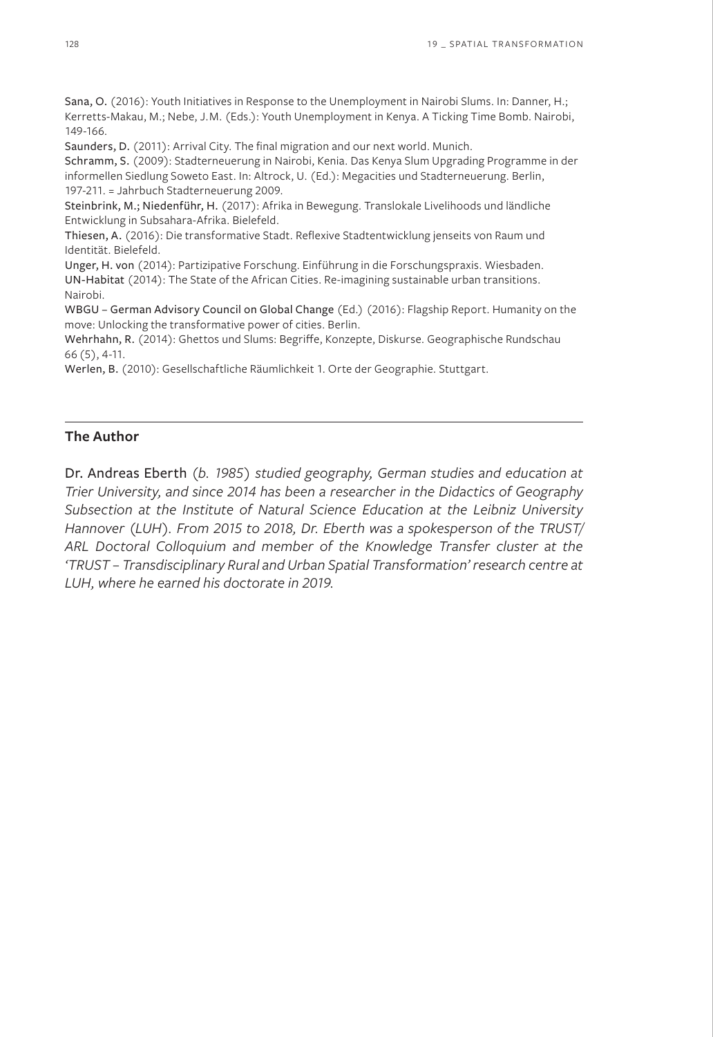Sana, O. (2016): Youth Initiatives in Response to the Unemployment in Nairobi Slums. In: Danner, H.; Kerretts-Makau, M.; Nebe, J.M. (Eds.): Youth Unemployment in Kenya. A Ticking Time Bomb. Nairobi, 149-166.

Saunders, D. (2011): Arrival City. The final migration and our next world. Munich.

Schramm, S. (2009): Stadterneuerung in Nairobi, Kenia. Das Kenya Slum Upgrading Programme in der informellen Siedlung Soweto East. In: Altrock, U. (Ed.): Megacities und Stadterneuerung. Berlin, 197-211. = Jahrbuch Stadterneuerung 2009.

Steinbrink, M.; Niedenführ, H. (2017): Afrika in Bewegung. Translokale Livelihoods und ländliche Entwicklung in Subsahara-Afrika. Bielefeld.

Thiesen, A. (2016): Die transformative Stadt. Reflexive Stadtentwicklung jenseits von Raum und Identität. Bielefeld.

Unger, H. von (2014): Partizipative Forschung. Einführung in die Forschungspraxis. Wiesbaden.

UN-Habitat (2014): The State of the African Cities. Re-imagining sustainable urban transitions. Nairobi.

WBGU – German Advisory Council on Global Change (Ed.) (2016): Flagship Report. Humanity on the move: Unlocking the transformative power of cities. Berlin.

Wehrhahn, R. (2014): Ghettos und Slums: Begriffe, Konzepte, Diskurse. Geographische Rundschau 66 (5), 4-11.

Werlen, B. (2010): Gesellschaftliche Räumlichkeit 1. Orte der Geographie. Stuttgart.

## The Author

Dr. Andreas Eberth (*b. 1985*) *studied geography, German studies and education at Trier University, and since 2014 has been a researcher in the Didactics of Geography Subsection at the Institute of Natural Science Education at the Leibniz University Hannover (LUH). From 2015 to 2018, Dr. Eberth was a spokesperson of the TRUST/ARL Doctoral Colloquium and member of the Knowledge Transfer cluster at the 'TRUST – Transdisciplinary Rural and Urban Spatial Transformation' research centre at LUH, where he earned his doctorate in 2019.*